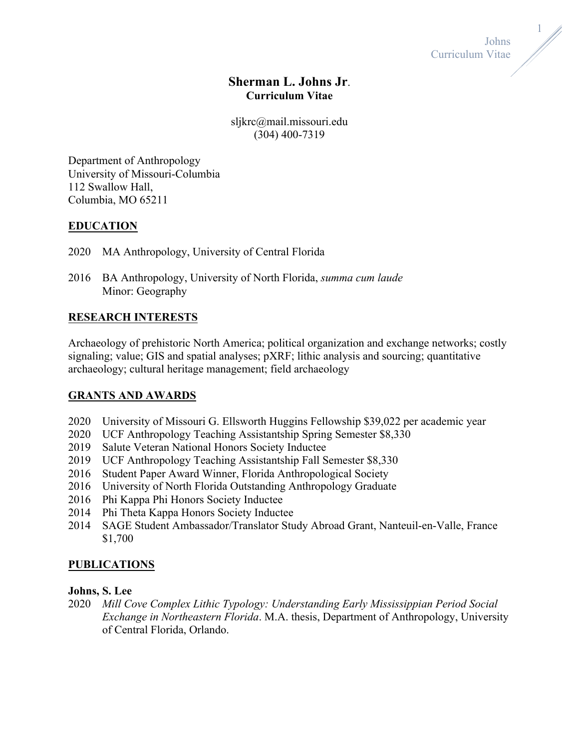# Sherman L. Johns Jr.
**Curriculum Vitae**

sljkrc@mail.missouri.edu
(304) 400-7319

Department of Anthropology
University of Missouri-Columbia
112 Swallow Hall,
Columbia, MO 65211

## EDUCATION

2020 MA Anthropology, University of Central Florida

2016 BA Anthropology, University of North Florida, *summa cum laude*
Minor: Geography

## RESEARCH INTERESTS

Archaeology of prehistoric North America; political organization and exchange networks; costly signaling; value; GIS and spatial analyses; pXRF; lithic analysis and sourcing; quantitative archaeology; cultural heritage management; field archaeology

## GRANTS AND AWARDS

2020 University of Missouri G. Ellsworth Huggins Fellowship $39,022 per academic year
2020 UCF Anthropology Teaching Assistantship Spring Semester $8,330
2019 Salute Veteran National Honors Society Inductee
2019 UCF Anthropology Teaching Assistantship Fall Semester $8,330
2016 Student Paper Award Winner, Florida Anthropological Society
2016 University of North Florida Outstanding Anthropology Graduate
2016 Phi Kappa Phi Honors Society Inductee
2014 Phi Theta Kappa Honors Society Inductee
2014 SAGE Student Ambassador/Translator Study Abroad Grant, Nanteuil-en-Valle, France $1,700

## PUBLICATIONS

**Johns, S. Lee**

2020 *Mill Cove Complex Lithic Typology: Understanding Early Mississippian Period Social Exchange in Northeastern Florida*. M.A. thesis, Department of Anthropology, University of Central Florida, Orlando.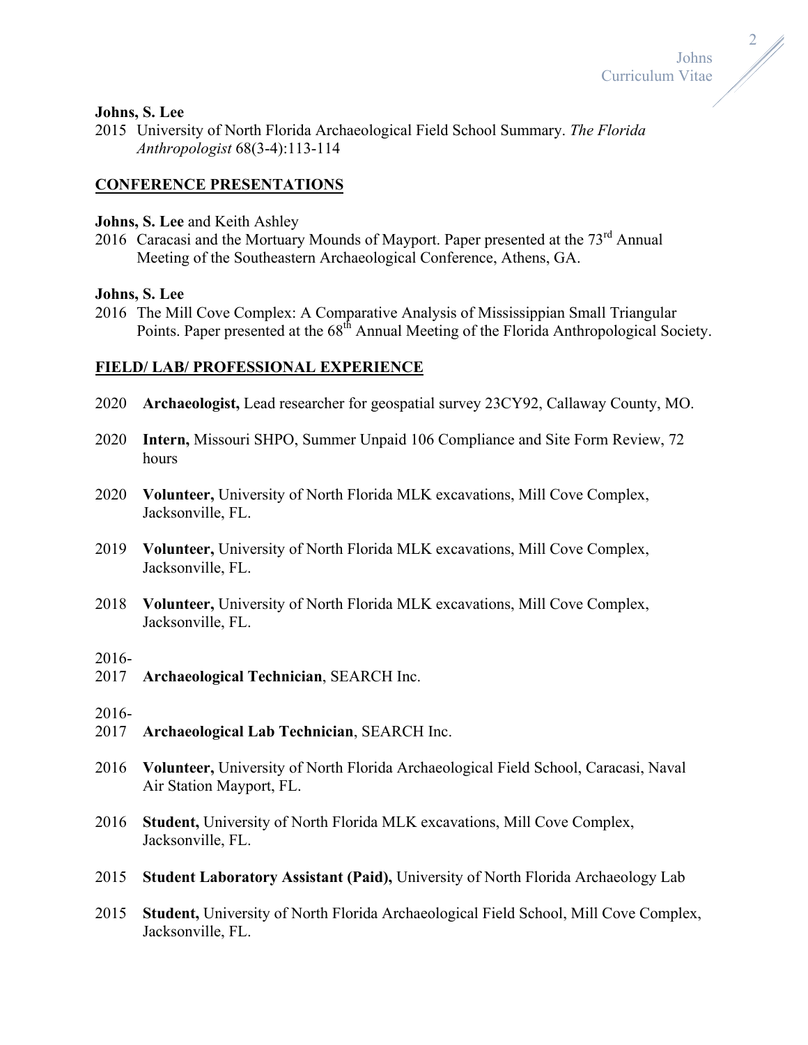**Johns, S. Lee**

2015 University of North Florida Archaeological Field School Summary. *The Florida Anthropologist* 68(3-4):113-114

## CONFERENCE PRESENTATIONS

**Johns, S. Lee** and Keith Ashley

2016 Caracasi and the Mortuary Mounds of Mayport. Paper presented at the 73rd Annual Meeting of the Southeastern Archaeological Conference, Athens, GA.

**Johns, S. Lee**

2016 The Mill Cove Complex: A Comparative Analysis of Mississippian Small Triangular Points. Paper presented at the 68th Annual Meeting of the Florida Anthropological Society.

## FIELD/ LAB/ PROFESSIONAL EXPERIENCE

2020 **Archaeologist,** Lead researcher for geospatial survey 23CY92, Callaway County, MO.

2020 **Intern,** Missouri SHPO, Summer Unpaid 106 Compliance and Site Form Review, 72 hours

2020 **Volunteer,** University of North Florida MLK excavations, Mill Cove Complex, Jacksonville, FL.

2019 **Volunteer,** University of North Florida MLK excavations, Mill Cove Complex, Jacksonville, FL.

2018 **Volunteer,** University of North Florida MLK excavations, Mill Cove Complex, Jacksonville, FL.

2016-2017 **Archaeological Technician**, SEARCH Inc.

2016-2017 **Archaeological Lab Technician**, SEARCH Inc.

2016 **Volunteer,** University of North Florida Archaeological Field School, Caracasi, Naval Air Station Mayport, FL.

2016 **Student,** University of North Florida MLK excavations, Mill Cove Complex, Jacksonville, FL.

2015 **Student Laboratory Assistant (Paid),** University of North Florida Archaeology Lab

2015 **Student,** University of North Florida Archaeological Field School, Mill Cove Complex, Jacksonville, FL.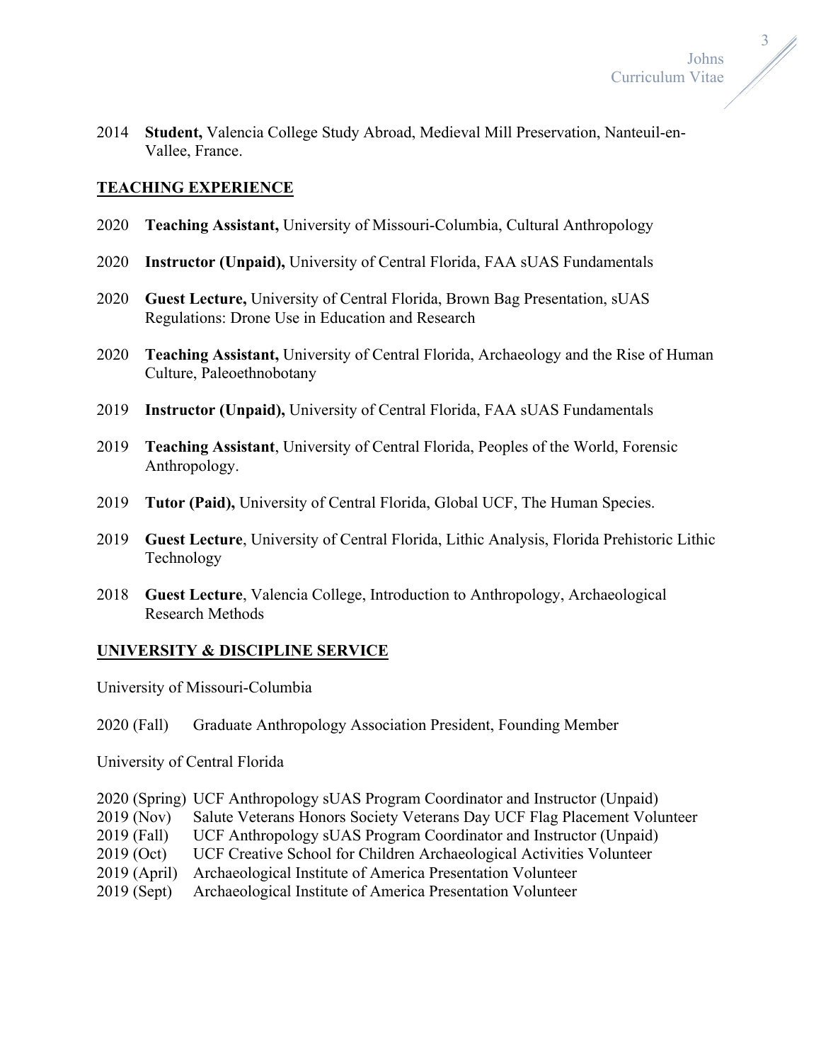2014 **Student,** Valencia College Study Abroad, Medieval Mill Preservation, Nanteuil-en-Vallee, France.

## TEACHING EXPERIENCE

2020 **Teaching Assistant,** University of Missouri-Columbia, Cultural Anthropology

2020 **Instructor (Unpaid),** University of Central Florida, FAA sUAS Fundamentals

2020 **Guest Lecture,** University of Central Florida, Brown Bag Presentation, sUAS Regulations: Drone Use in Education and Research

2020 **Teaching Assistant,** University of Central Florida, Archaeology and the Rise of Human Culture, Paleoethnobotany

2019 **Instructor (Unpaid),** University of Central Florida, FAA sUAS Fundamentals

2019 **Teaching Assistant**, University of Central Florida, Peoples of the World, Forensic Anthropology.

2019 **Tutor (Paid),** University of Central Florida, Global UCF, The Human Species.

2019 **Guest Lecture**, University of Central Florida, Lithic Analysis, Florida Prehistoric Lithic Technology

2018 **Guest Lecture**, Valencia College, Introduction to Anthropology, Archaeological Research Methods

## UNIVERSITY & DISCIPLINE SERVICE

University of Missouri-Columbia

2020 (Fall) Graduate Anthropology Association President, Founding Member

University of Central Florida

2020 (Spring) UCF Anthropology sUAS Program Coordinator and Instructor (Unpaid)
2019 (Nov) Salute Veterans Honors Society Veterans Day UCF Flag Placement Volunteer
2019 (Fall) UCF Anthropology sUAS Program Coordinator and Instructor (Unpaid)
2019 (Oct) UCF Creative School for Children Archaeological Activities Volunteer
2019 (April) Archaeological Institute of America Presentation Volunteer
2019 (Sept) Archaeological Institute of America Presentation Volunteer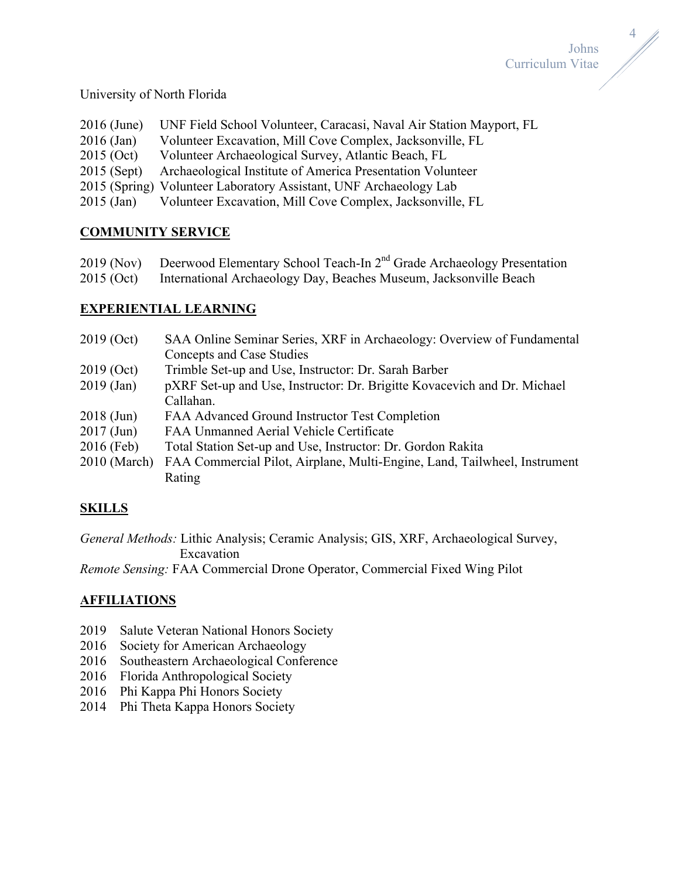University of North Florida

2016 (June) UNF Field School Volunteer, Caracasi, Naval Air Station Mayport, FL
2016 (Jan) Volunteer Excavation, Mill Cove Complex, Jacksonville, FL
2015 (Oct) Volunteer Archaeological Survey, Atlantic Beach, FL
2015 (Sept) Archaeological Institute of America Presentation Volunteer
2015 (Spring) Volunteer Laboratory Assistant, UNF Archaeology Lab
2015 (Jan) Volunteer Excavation, Mill Cove Complex, Jacksonville, FL

## COMMUNITY SERVICE

2019 (Nov) Deerwood Elementary School Teach-In 2nd Grade Archaeology Presentation
2015 (Oct) International Archaeology Day, Beaches Museum, Jacksonville Beach

## EXPERIENTIAL LEARNING

2019 (Oct) SAA Online Seminar Series, XRF in Archaeology: Overview of Fundamental Concepts and Case Studies
2019 (Oct) Trimble Set-up and Use, Instructor: Dr. Sarah Barber
2019 (Jan) pXRF Set-up and Use, Instructor: Dr. Brigitte Kovacevich and Dr. Michael Callahan.
2018 (Jun) FAA Advanced Ground Instructor Test Completion
2017 (Jun) FAA Unmanned Aerial Vehicle Certificate
2016 (Feb) Total Station Set-up and Use, Instructor: Dr. Gordon Rakita
2010 (March) FAA Commercial Pilot, Airplane, Multi-Engine, Land, Tailwheel, Instrument Rating

## SKILLS

*General Methods:* Lithic Analysis; Ceramic Analysis; GIS, XRF, Archaeological Survey, Excavation
*Remote Sensing:* FAA Commercial Drone Operator, Commercial Fixed Wing Pilot

## AFFILIATIONS

2019 Salute Veteran National Honors Society
2016 Society for American Archaeology
2016 Southeastern Archaeological Conference
2016 Florida Anthropological Society
2016 Phi Kappa Phi Honors Society
2014 Phi Theta Kappa Honors Society